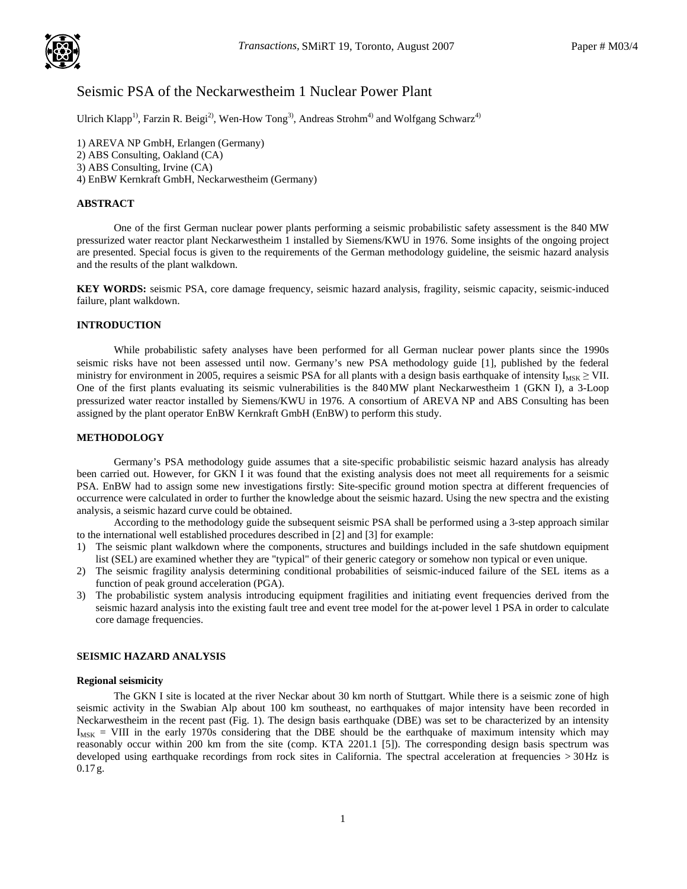# Seismic PSA of the Neckarwestheim 1 Nuclear Power Plant

Ulrich Klapp[1], Farzin R. Beigi[2], Wen-How Tong[3], Andreas Strohm[4] and Wolfgang Schwarz[4]

1) AREVA NP GmbH, Erlangen (Germany)
2) ABS Consulting, Oakland (CA)
3) ABS Consulting, Irvine (CA)
4) EnBW Kernkraft GmbH, Neckarwestheim (Germany)

## ABSTRACT

One of the first German nuclear power plants performing a seismic probabilistic safety assessment is the 840 MW pressurized water reactor plant Neckarwestheim 1 installed by Siemens/KWU in 1976. Some insights of the ongoing project are presented. Special focus is given to the requirements of the German methodology guideline, the seismic hazard analysis and the results of the plant walkdown.

**KEY WORDS:** seismic PSA, core damage frequency, seismic hazard analysis, fragility, seismic capacity, seismic-induced failure, plant walkdown.

## INTRODUCTION

While probabilistic safety analyses have been performed for all German nuclear power plants since the 1990s seismic risks have not been assessed until now. Germany's new PSA methodology guide [1], published by the federal ministry for environment in 2005, requires a seismic PSA for all plants with a design basis earthquake of intensity $I_{MSK} \geq$ VII. One of the first plants evaluating its seismic vulnerabilities is the 840 MW plant Neckarwestheim 1 (GKN I), a 3-Loop pressurized water reactor installed by Siemens/KWU in 1976. A consortium of AREVA NP and ABS Consulting has been assigned by the plant operator EnBW Kernkraft GmbH (EnBW) to perform this study.

## METHODOLOGY

Germany's PSA methodology guide assumes that a site-specific probabilistic seismic hazard analysis has already been carried out. However, for GKN I it was found that the existing analysis does not meet all requirements for a seismic PSA. EnBW had to assign some new investigations firstly: Site-specific ground motion spectra at different frequencies of occurrence were calculated in order to further the knowledge about the seismic hazard. Using the new spectra and the existing analysis, a seismic hazard curve could be obtained.

According to the methodology guide the subsequent seismic PSA shall be performed using a 3-step approach similar to the international well established procedures described in [2] and [3] for example:

1) The seismic plant walkdown where the components, structures and buildings included in the safe shutdown equipment list (SEL) are examined whether they are "typical" of their generic category or somehow non typical or even unique.
2) The seismic fragility analysis determining conditional probabilities of seismic-induced failure of the SEL items as a function of peak ground acceleration (PGA).
3) The probabilistic system analysis introducing equipment fragilities and initiating event frequencies derived from the seismic hazard analysis into the existing fault tree and event tree model for the at-power level 1 PSA in order to calculate core damage frequencies.

## SEISMIC HAZARD ANALYSIS

### Regional seismicity

The GKN I site is located at the river Neckar about 30 km north of Stuttgart. While there is a seismic zone of high seismic activity in the Swabian Alp about 100 km southeast, no earthquakes of major intensity have been recorded in Neckarwestheim in the recent past (Fig. 1). The design basis earthquake (DBE) was set to be characterized by an intensity $I_{MSK}$ = VIII in the early 1970s considering that the DBE should be the earthquake of maximum intensity which may reasonably occur within 200 km from the site (comp. KTA 2201.1 [5]). The corresponding design basis spectrum was developed using earthquake recordings from rock sites in California. The spectral acceleration at frequencies > 30 Hz is 0.17 g.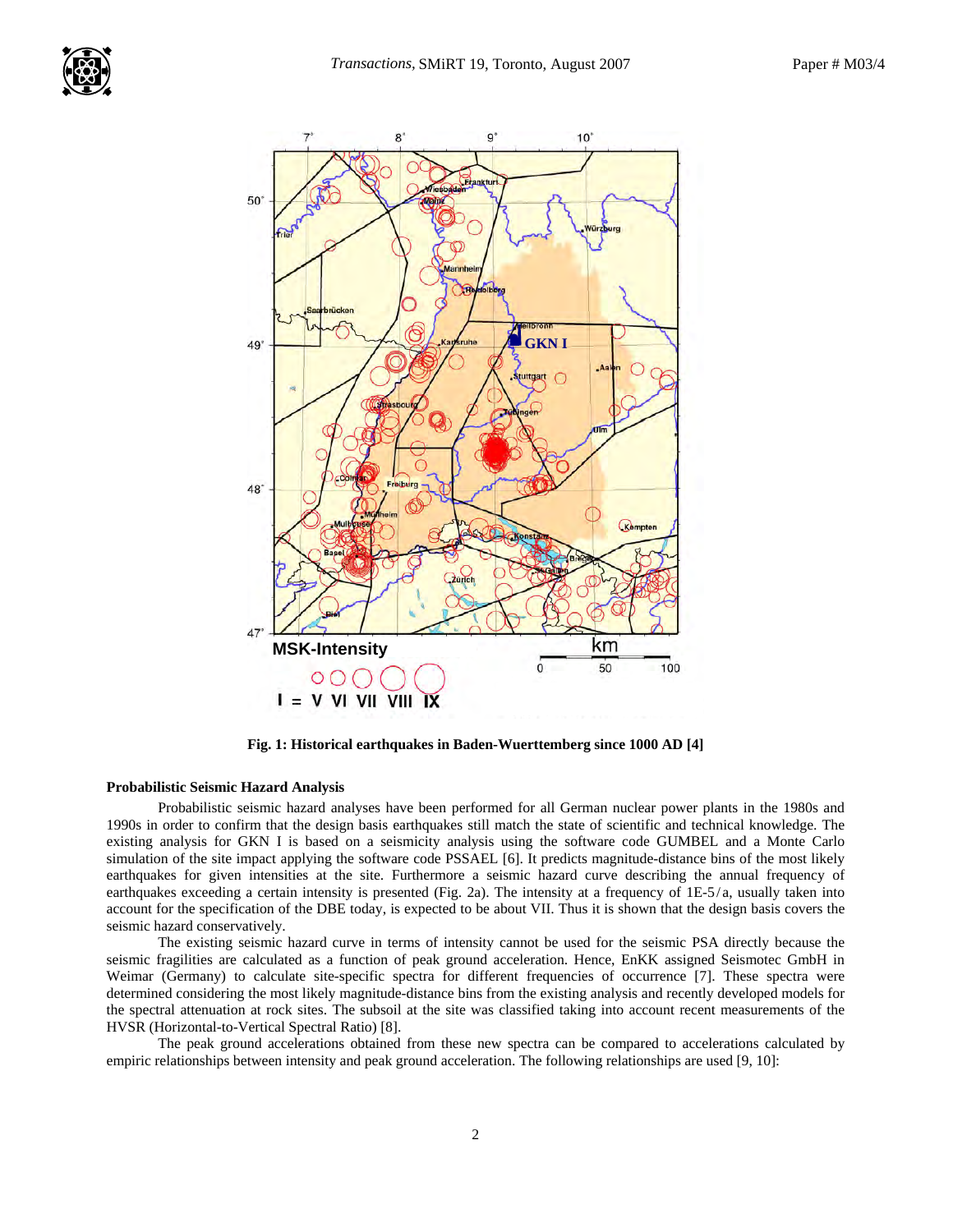**Fig. 1: Historical earthquakes in Baden-Wuerttemberg since 1000 AD [4]**

### Probabilistic Seismic Hazard Analysis

Probabilistic seismic hazard analyses have been performed for all German nuclear power plants in the 1980s and 1990s in order to confirm that the design basis earthquakes still match the state of scientific and technical knowledge. The existing analysis for GKN I is based on a seismicity analysis using the software code GUMBEL and a Monte Carlo simulation of the site impact applying the software code PSSAEL [6]. It predicts magnitude-distance bins of the most likely earthquakes for given intensities at the site. Furthermore a seismic hazard curve describing the annual frequency of earthquakes exceeding a certain intensity is presented (Fig. 2a). The intensity at a frequency of 1E-5/a, usually taken into account for the specification of the DBE today, is expected to be about VII. Thus it is shown that the design basis covers the seismic hazard conservatively.

The existing seismic hazard curve in terms of intensity cannot be used for the seismic PSA directly because the seismic fragilities are calculated as a function of peak ground acceleration. Hence, EnKK assigned Seismotec GmbH in Weimar (Germany) to calculate site-specific spectra for different frequencies of occurrence [7]. These spectra were determined considering the most likely magnitude-distance bins from the existing analysis and recently developed models for the spectral attenuation at rock sites. The subsoil at the site was classified taking into account recent measurements of the HVSR (Horizontal-to-Vertical Spectral Ratio) [8].

The peak ground accelerations obtained from these new spectra can be compared to accelerations calculated by empiric relationships between intensity and peak ground acceleration. The following relationships are used [9, 10]: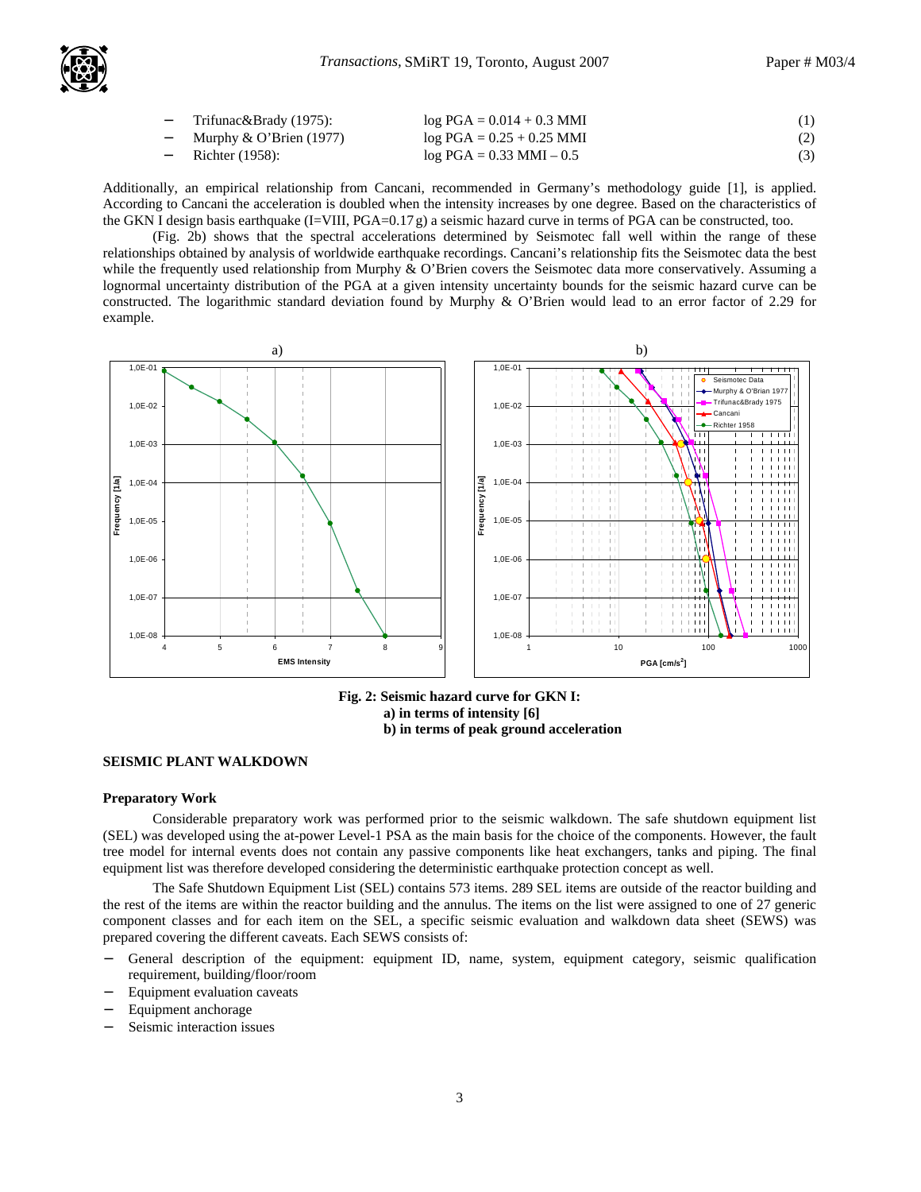- Trifunac&Brady (1975): $\log PGA = 0.014 + 0.3\ MMI$ (1)
- Murphy & O'Brien (1977) $\log PGA = 0.25 + 0.25\ MMI$ (2)
- Richter (1958): $\log PGA = 0.33\ MMI – 0.5$ (3)

Additionally, an empirical relationship from Cancani, recommended in Germany's methodology guide [1], is applied. According to Cancani the acceleration is doubled when the intensity increases by one degree. Based on the characteristics of the GKN I design basis earthquake (I=VIII, PGA=0.17 g) a seismic hazard curve in terms of PGA can be constructed, too.

(Fig. 2b) shows that the spectral accelerations determined by Seismotec fall well within the range of these relationships obtained by analysis of worldwide earthquake recordings. Cancani's relationship fits the Seismotec data the best while the frequently used relationship from Murphy & O'Brien covers the Seismotec data more conservatively. Assuming a lognormal uncertainty distribution of the PGA at a given intensity uncertainty bounds for the seismic hazard curve can be constructed. The logarithmic standard deviation found by Murphy & O'Brien would lead to an error factor of 2.29 for example.

**Fig. 2: Seismic hazard curve for GKN I:**
**a) in terms of intensity [6]**
**b) in terms of peak ground acceleration**

## SEISMIC PLANT WALKDOWN

### Preparatory Work

Considerable preparatory work was performed prior to the seismic walkdown. The safe shutdown equipment list (SEL) was developed using the at-power Level-1 PSA as the main basis for the choice of the components. However, the fault tree model for internal events does not contain any passive components like heat exchangers, tanks and piping. The final equipment list was therefore developed considering the deterministic earthquake protection concept as well.

The Safe Shutdown Equipment List (SEL) contains 573 items. 289 SEL items are outside of the reactor building and the rest of the items are within the reactor building and the annulus. The items on the list were assigned to one of 27 generic component classes and for each item on the SEL, a specific seismic evaluation and walkdown data sheet (SEWS) was prepared covering the different caveats. Each SEWS consists of:

- General description of the equipment: equipment ID, name, system, equipment category, seismic qualification requirement, building/floor/room
- Equipment evaluation caveats
- Equipment anchorage
- Seismic interaction issues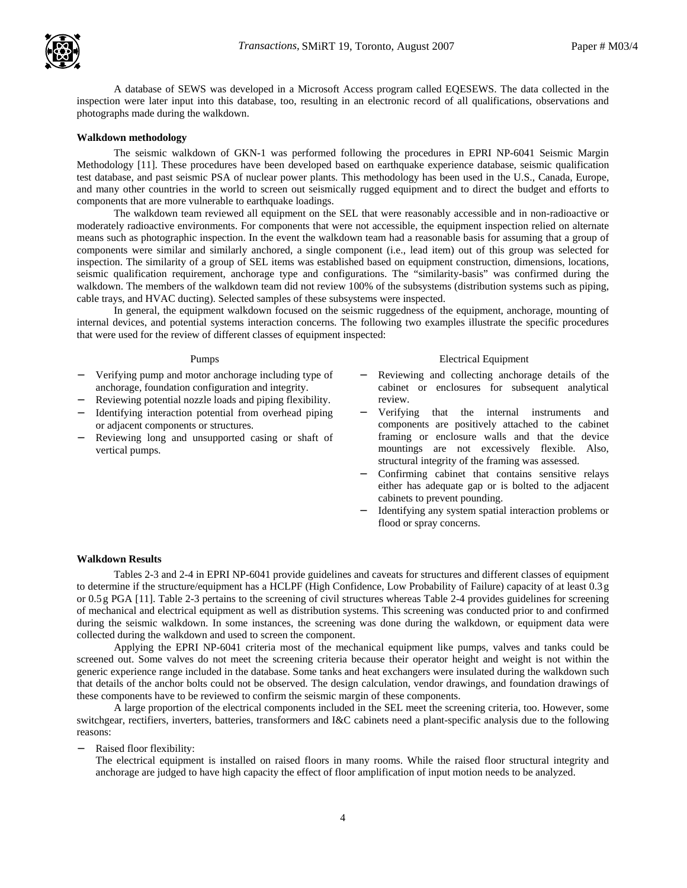A database of SEWS was developed in a Microsoft Access program called EQESEWS. The data collected in the inspection were later input into this database, too, resulting in an electronic record of all qualifications, observations and photographs made during the walkdown.

**Walkdown methodology**

The seismic walkdown of GKN-1 was performed following the procedures in EPRI NP-6041 Seismic Margin Methodology [11]. These procedures have been developed based on earthquake experience database, seismic qualification test database, and past seismic PSA of nuclear power plants. This methodology has been used in the U.S., Canada, Europe, and many other countries in the world to screen out seismically rugged equipment and to direct the budget and efforts to components that are more vulnerable to earthquake loadings.

The walkdown team reviewed all equipment on the SEL that were reasonably accessible and in non-radioactive or moderately radioactive environments. For components that were not accessible, the equipment inspection relied on alternate means such as photographic inspection. In the event the walkdown team had a reasonable basis for assuming that a group of components were similar and similarly anchored, a single component (i.e., lead item) out of this group was selected for inspection. The similarity of a group of SEL items was established based on equipment construction, dimensions, locations, seismic qualification requirement, anchorage type and configurations. The "similarity-basis" was confirmed during the walkdown. The members of the walkdown team did not review 100% of the subsystems (distribution systems such as piping, cable trays, and HVAC ducting). Selected samples of these subsystems were inspected.

In general, the equipment walkdown focused on the seismic ruggedness of the equipment, anchorage, mounting of internal devices, and potential systems interaction concerns. The following two examples illustrate the specific procedures that were used for the review of different classes of equipment inspected:

Pumps

- Verifying pump and motor anchorage including type of anchorage, foundation configuration and integrity.
- Reviewing potential nozzle loads and piping flexibility.
- Identifying interaction potential from overhead piping or adjacent components or structures.
- Reviewing long and unsupported casing or shaft of vertical pumps.

Electrical Equipment

- Reviewing and collecting anchorage details of the cabinet or enclosures for subsequent analytical review.
- Verifying that the internal instruments and components are positively attached to the cabinet framing or enclosure walls and that the device mountings are not excessively flexible. Also, structural integrity of the framing was assessed.
- Confirming cabinet that contains sensitive relays either has adequate gap or is bolted to the adjacent cabinets to prevent pounding.
- Identifying any system spatial interaction problems or flood or spray concerns.

**Walkdown Results**

Tables 2-3 and 2-4 in EPRI NP-6041 provide guidelines and caveats for structures and different classes of equipment to determine if the structure/equipment has a HCLPF (High Confidence, Low Probability of Failure) capacity of at least 0.3 g or 0.5 g PGA [11]. Table 2-3 pertains to the screening of civil structures whereas Table 2-4 provides guidelines for screening of mechanical and electrical equipment as well as distribution systems. This screening was conducted prior to and confirmed during the seismic walkdown. In some instances, the screening was done during the walkdown, or equipment data were collected during the walkdown and used to screen the component.

Applying the EPRI NP-6041 criteria most of the mechanical equipment like pumps, valves and tanks could be screened out. Some valves do not meet the screening criteria because their operator height and weight is not within the generic experience range included in the database. Some tanks and heat exchangers were insulated during the walkdown such that details of the anchor bolts could not be observed. The design calculation, vendor drawings, and foundation drawings of these components have to be reviewed to confirm the seismic margin of these components.

A large proportion of the electrical components included in the SEL meet the screening criteria, too. However, some switchgear, rectifiers, inverters, batteries, transformers and I&C cabinets need a plant-specific analysis due to the following reasons:

- Raised floor flexibility:
  The electrical equipment is installed on raised floors in many rooms. While the raised floor structural integrity and anchorage are judged to have high capacity the effect of floor amplification of input motion needs to be analyzed.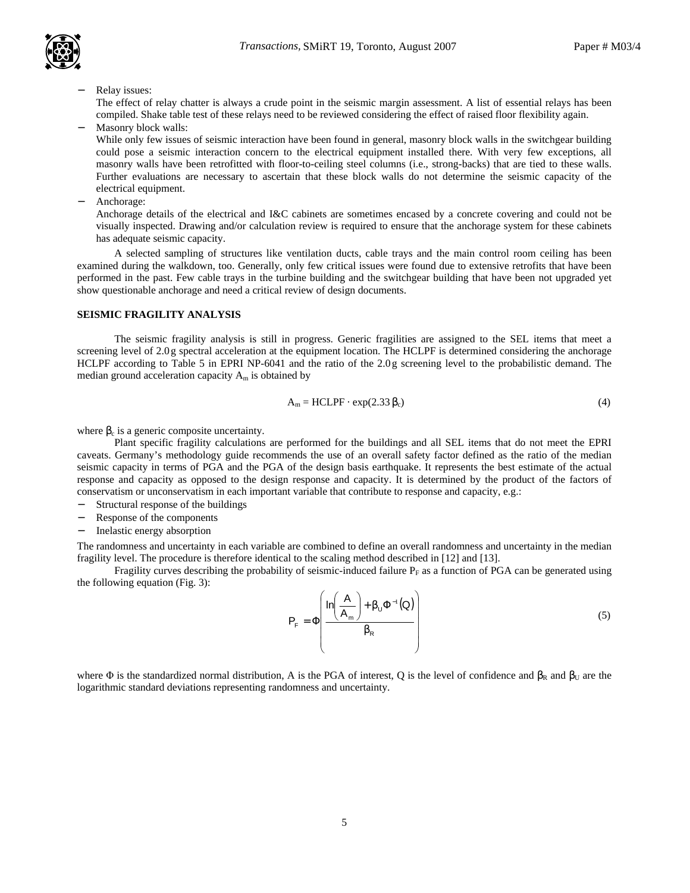- Relay issues:
  The effect of relay chatter is always a crude point in the seismic margin assessment. A list of essential relays has been compiled. Shake table test of these relays need to be reviewed considering the effect of raised floor flexibility again.
- Masonry block walls:
  While only few issues of seismic interaction have been found in general, masonry block walls in the switchgear building could pose a seismic interaction concern to the electrical equipment installed there. With very few exceptions, all masonry walls have been retrofitted with floor-to-ceiling steel columns (i.e., strong-backs) that are tied to these walls. Further evaluations are necessary to ascertain that these block walls do not determine the seismic capacity of the electrical equipment.
- Anchorage:
  Anchorage details of the electrical and I&C cabinets are sometimes encased by a concrete covering and could not be visually inspected. Drawing and/or calculation review is required to ensure that the anchorage system for these cabinets has adequate seismic capacity.

A selected sampling of structures like ventilation ducts, cable trays and the main control room ceiling has been examined during the walkdown, too. Generally, only few critical issues were found due to extensive retrofits that have been performed in the past. Few cable trays in the turbine building and the switchgear building that have been not upgraded yet show questionable anchorage and need a critical review of design documents.

## SEISMIC FRAGILITY ANALYSIS

The seismic fragility analysis is still in progress. Generic fragilities are assigned to the SEL items that meet a screening level of 2.0 g spectral acceleration at the equipment location. The HCLPF is determined considering the anchorage HCLPF according to Table 5 in EPRI NP-6041 and the ratio of the 2.0 g screening level to the probabilistic demand. The median ground acceleration capacity $A_m$ is obtained by

$$A_m = \text{HCLPF} \cdot \exp(2.33\,\beta_c) \tag{4}$$

where $\beta_c$ is a generic composite uncertainty.

Plant specific fragility calculations are performed for the buildings and all SEL items that do not meet the EPRI caveats. Germany's methodology guide recommends the use of an overall safety factor defined as the ratio of the median seismic capacity in terms of PGA and the PGA of the design basis earthquake. It represents the best estimate of the actual response and capacity as opposed to the design response and capacity. It is determined by the product of the factors of conservatism or unconservatism in each important variable that contribute to response and capacity, e.g.:

- Structural response of the buildings
- Response of the components
- Inelastic energy absorption

The randomness and uncertainty in each variable are combined to define an overall randomness and uncertainty in the median fragility level. The procedure is therefore identical to the scaling method described in [12] and [13].

Fragility curves describing the probability of seismic-induced failure $P_F$ as a function of PGA can be generated using the following equation (Fig. 3):

$$P_F = \Phi\left(\frac{\ln\left(\frac{A}{A_m}\right) + \beta_U \Phi^{-1}(Q)}{\beta_R}\right) \tag{5}$$

where $\Phi$ is the standardized normal distribution, A is the PGA of interest, Q is the level of confidence and $\beta_R$ and $\beta_U$ are the logarithmic standard deviations representing randomness and uncertainty.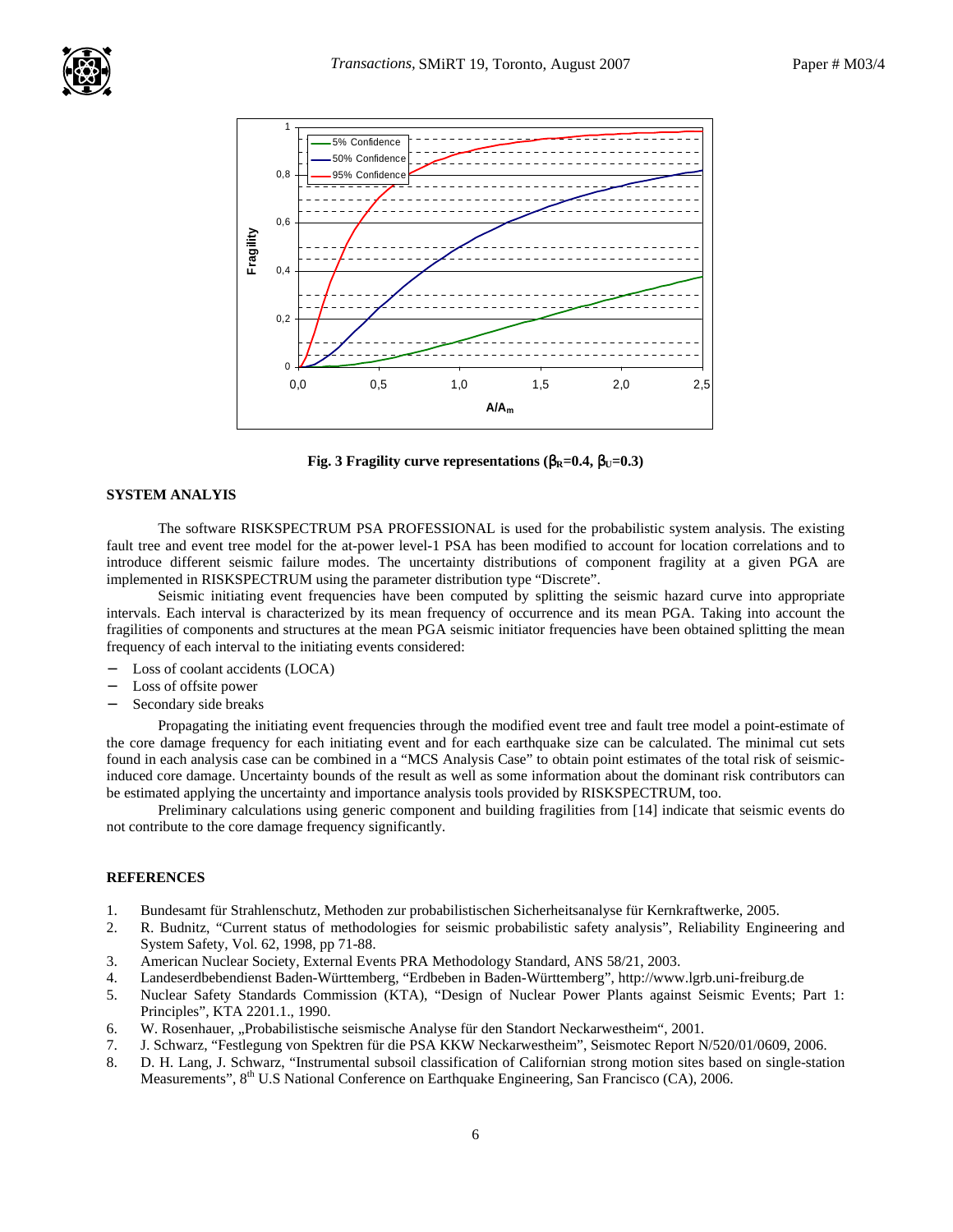Fig. 3 Fragility curve representations ($\beta_R$=0.4, $\beta_U$=0.3)

## SYSTEM ANALYSIS

The software RISKSPECTRUM PSA PROFESSIONAL is used for the probabilistic system analysis. The existing fault tree and event tree model for the at-power level-1 PSA has been modified to account for location correlations and to introduce different seismic failure modes. The uncertainty distributions of component fragility at a given PGA are implemented in RISKSPECTRUM using the parameter distribution type "Discrete".

Seismic initiating event frequencies have been computed by splitting the seismic hazard curve into appropriate intervals. Each interval is characterized by its mean frequency of occurrence and its mean PGA. Taking into account the fragilities of components and structures at the mean PGA seismic initiator frequencies have been obtained splitting the mean frequency of each interval to the initiating events considered:

- Loss of coolant accidents (LOCA)
- Loss of offsite power
- Secondary side breaks

Propagating the initiating event frequencies through the modified event tree and fault tree model a point-estimate of the core damage frequency for each initiating event and for each earthquake size can be calculated. The minimal cut sets found in each analysis case can be combined in a "MCS Analysis Case" to obtain point estimates of the total risk of seismic-induced core damage. Uncertainty bounds of the result as well as some information about the dominant risk contributors can be estimated applying the uncertainty and importance analysis tools provided by RISKSPECTRUM, too.

Preliminary calculations using generic component and building fragilities from [14] indicate that seismic events do not contribute to the core damage frequency significantly.

## REFERENCES

1. Bundesamt für Strahlenschutz, Methoden zur probabilistischen Sicherheitsanalyse für Kernkraftwerke, 2005.
2. R. Budnitz, "Current status of methodologies for seismic probabilistic safety analysis", Reliability Engineering and System Safety, Vol. 62, 1998, pp 71-88.
3. American Nuclear Society, External Events PRA Methodology Standard, ANS 58/21, 2003.
4. Landeserdbebendienst Baden-Württemberg, "Erdbeben in Baden-Württemberg", http://www.lgrb.uni-freiburg.de
5. Nuclear Safety Standards Commission (KTA), "Design of Nuclear Power Plants against Seismic Events; Part 1: Principles", KTA 2201.1., 1990.
6. W. Rosenhauer, „Probabilistische seismische Analyse für den Standort Neckarwestheim", 2001.
7. J. Schwarz, "Festlegung von Spektren für die PSA KKW Neckarwestheim", Seismotec Report N/520/01/0609, 2006.
8. D. H. Lang, J. Schwarz, "Instrumental subsoil classification of Californian strong motion sites based on single-station Measurements", 8th U.S National Conference on Earthquake Engineering, San Francisco (CA), 2006.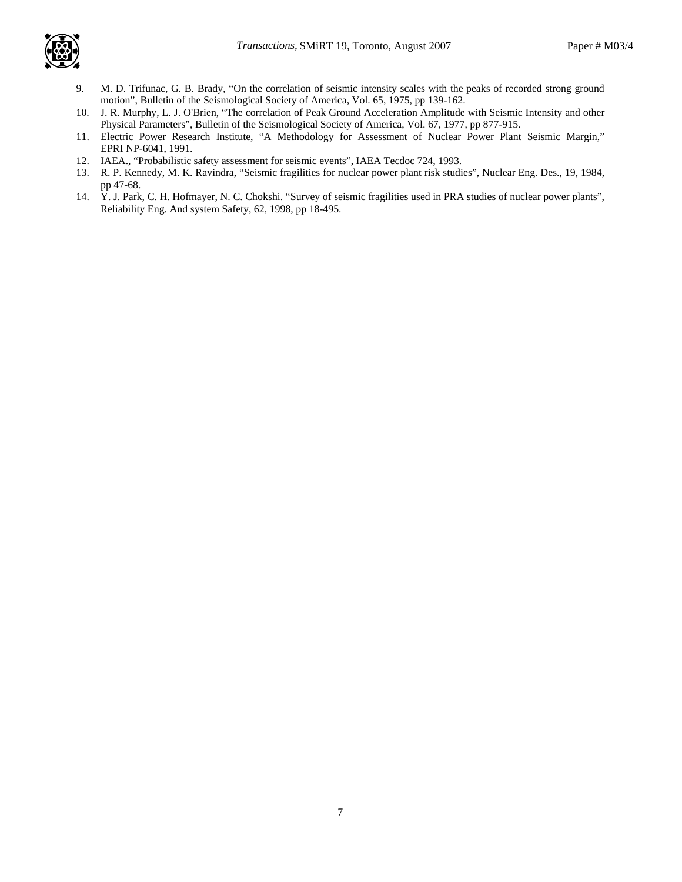9. M. D. Trifunac, G. B. Brady, "On the correlation of seismic intensity scales with the peaks of recorded strong ground motion", Bulletin of the Seismological Society of America, Vol. 65, 1975, pp 139-162.
10. J. R. Murphy, L. J. O'Brien, "The correlation of Peak Ground Acceleration Amplitude with Seismic Intensity and other Physical Parameters", Bulletin of the Seismological Society of America, Vol. 67, 1977, pp 877-915.
11. Electric Power Research Institute, "A Methodology for Assessment of Nuclear Power Plant Seismic Margin," EPRI NP-6041, 1991.
12. IAEA., "Probabilistic safety assessment for seismic events", IAEA Tecdoc 724, 1993.
13. R. P. Kennedy, M. K. Ravindra, "Seismic fragilities for nuclear power plant risk studies", Nuclear Eng. Des., 19, 1984, pp 47-68.
14. Y. J. Park, C. H. Hofmayer, N. C. Chokshi. "Survey of seismic fragilities used in PRA studies of nuclear power plants", Reliability Eng. And system Safety, 62, 1998, pp 18-495.